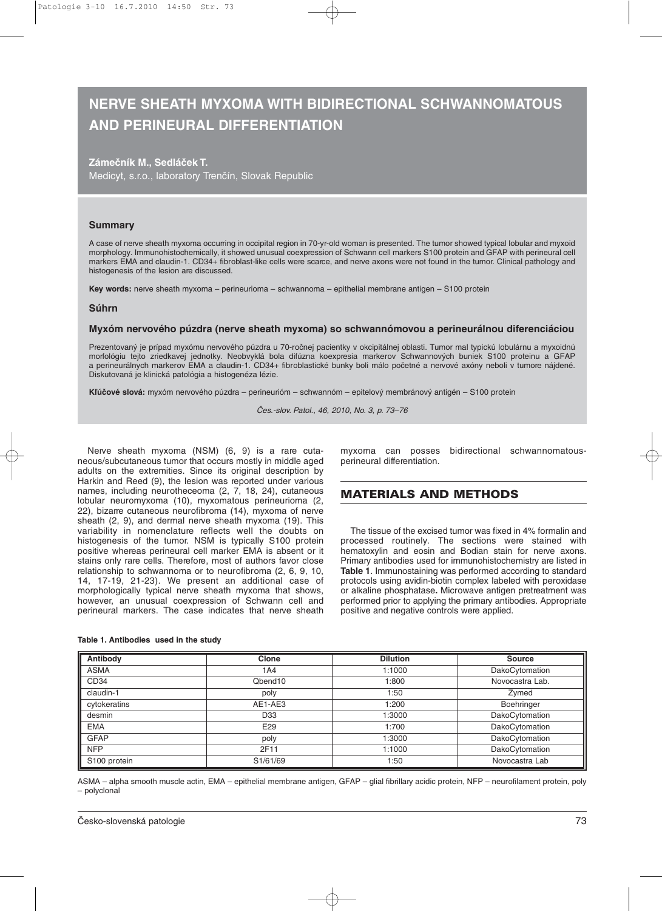# NERVE SHEATH MYXOMA WITH BIDIRECTIONAL SCHWANNOMATOUS AND PERINEURAL DIFFERENTIATION

**Zámečník M., Sedláček T.**

Medicyt, s.r.o., laboratory Trenčín, Slovak Republic

### Summary

A case of nerve sheath myxoma occurring in occipital region in 70-yr-old woman is presented. The tumor showed typical lobular and myxoid morphology. Immunohistochemically, it showed unusual coexpression of Schwann cell markers S100 protein and GFAP with perineural cell markers EMA and claudin-1. CD34+ fibroblast-like cells were scarce, and nerve axons were not found in the tumor. Clinical pathology and histogenesis of the lesion are discussed.

**Key words:** nerve sheath myxoma – perineurioma – schwannoma – epithelial membrane antigen – S100 protein

### Súhrn

#### Myxóm nervového púzdra (nerve sheath myxoma) so schwannómovou a perineurálnou diferenciáciou

Prezentovaný je prípad myxómu nervového púzdra u 70-ročnej pacientky v okcipitálnej oblasti. Tumor mal typickú lobulárnu a myxoidnú morfológiu tejto zriedkavej jednotky. Neobvyklá bola difúzna koexpresia markerov Schwannových buniek S100 proteinu a GFAP a perineurálnych markerov EMA a claudin-1. CD34+ fibroblastické bunky boli málo početné a nervové axóny neboli v tumore nájdené. Diskutovaná je klinická patológia a histogenéza lézie.

**Kľúčové slová:** myxóm nervového púzdra – perineurióm – schwannóm – epitelový membránový antigén – S100 protein

*Čes.-slov. Patol., 46, 2010, No. 3, p. 73–76*

Nerve sheath myxoma (NSM) (6, 9) is a rare cutaneous/subcutaneous tumor that occurs mostly in middle aged adults on the extremities. Since its original description by Harkin and Reed (9), the lesion was reported under various names, including neurotheceoma (2, 7, 18, 24), cutaneous lobular neuromyxoma (10), myxomatous perineurioma (2, 22), bizarre cutaneous neurofibroma (14), myxoma of nerve sheath (2, 9), and dermal nerve sheath myxoma (19). This variability in nomenclature reflects well the doubts on histogenesis of the tumor. NSM is typically S100 protein positive whereas perineural cell marker EMA is absent or it stains only rare cells. Therefore, most of authors favor close relationship to schwannoma or to neurofibroma (2, 6, 9, 10, 14, 17-19, 21-23). We present an additional case of morphologically typical nerve sheath myxoma that shows, however, an unusual coexpression of Schwann cell and perineural markers. The case indicates that nerve sheath myxoma can posses bidirectional schwannomatous-perineural differentiation.

## MATERIALS AND METHODS

The tissue of the excised tumor was fixed in 4% formalin and processed routinely. The sections were stained with hematoxylin and eosin and Bodian stain for nerve axons. Primary antibodies used for immunohistochemistry are listed in **Table 1**. Immunostaining was performed according to standard protocols using avidin-biotin complex labeled with peroxidase or alkaline phosphatase**.** Microwave antigen pretreatment was performed prior to applying the primary antibodies. Appropriate positive and negative controls were applied.

**Table 1. Antibodies used in the study**

| Antibody | Clone | Dilution | Source |
|---|---|---|---|
| ASMA | 1A4 | 1:1000 | DakoCytomation |
| CD34 | Qbend10 | 1:800 | Novocastra Lab. |
| claudin-1 | poly | 1:50 | Zymed |
| cytokeratins | AE1-AE3 | 1:200 | Boehringer |
| desmin | D33 | 1:3000 | DakoCytomation |
| EMA | E29 | 1:700 | DakoCytomation |
| GFAP | poly | 1:3000 | DakoCytomation |
| NFP | 2F11 | 1:1000 | DakoCytomation |
| S100 protein | S1/61/69 | 1:50 | Novocastra Lab |

ASMA – alpha smooth muscle actin, EMA – epithelial membrane antigen, GFAP – glial fibrillary acidic protein, NFP – neurofilament protein, poly – polyclonal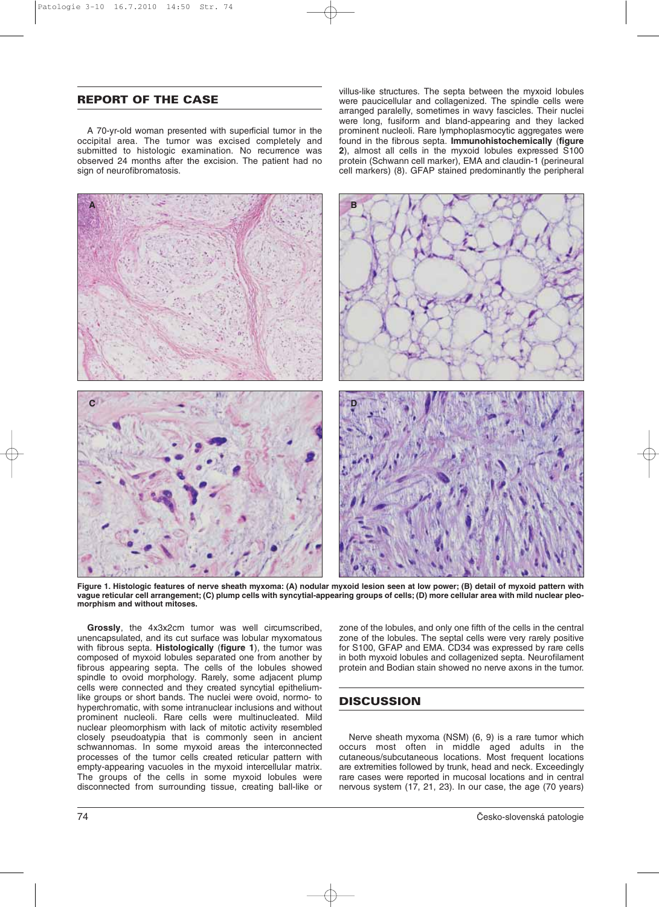## REPORT OF THE CASE

A 70-yr-old woman presented with superficial tumor in the occipital area. The tumor was excised completely and submitted to histologic examination. No recurrence was observed 24 months after the excision. The patient had no sign of neurofibromatosis.

**Grossly**, the 4x3x2cm tumor was well circumscribed, unencapsulated, and its cut surface was lobular myxomatous with fibrous septa. **Histologically** (**figure 1**), the tumor was composed of myxoid lobules separated one from another by fibrous appearing septa. The cells of the lobules showed spindle to ovoid morphology. Rarely, some adjacent plump cells were connected and they created syncytial epithelium-like groups or short bands. The nuclei were ovoid, normo- to hyperchromatic, with some intranuclear inclusions and without prominent nucleoli. Rare cells were multinucleated. Mild nuclear pleomorphism with lack of mitotic activity resembled closely pseudoatypia that is commonly seen in ancient schwannomas. In some myxoid areas the interconnected processes of the tumor cells created reticular pattern with empty-appearing vacuoles in the myxoid intercellular matrix. The groups of the cells in some myxoid lobules were disconnected from surrounding tissue, creating ball-like or villus-like structures. The septa between the myxoid lobules were paucicellular and collagenized. The spindle cells were arranged paralelly, sometimes in wavy fascicles. Their nuclei were long, fusiform and bland-appearing and they lacked prominent nucleoli. Rare lymphoplasmocytic aggregates were found in the fibrous septa. **Immunohistochemically** (**figure 2**), almost all cells in the myxoid lobules expressed S100 protein (Schwann cell marker), EMA and claudin-1 (perineural cell markers) (8). GFAP stained predominantly the peripheral zone of the lobules, and only one fifth of the cells in the central zone of the lobules. The septal cells were very rarely positive for S100, GFAP and EMA. CD34 was expressed by rare cells in both myxoid lobules and collagenized septa. Neurofilament protein and Bodian stain showed no nerve axons in the tumor.

**Figure 1. Histologic features of nerve sheath myxoma: (A) nodular myxoid lesion seen at low power; (B) detail of myxoid pattern with vague reticular cell arrangement; (C) plump cells with syncytial-appearing groups of cells; (D) more cellular area with mild nuclear pleomorphism and without mitoses.**

## DISCUSSION

Nerve sheath myxoma (NSM) (6, 9) is a rare tumor which occurs most often in middle aged adults in the cutaneous/subcutaneous locations. Most frequent locations are extremities followed by trunk, head and neck. Exceedingly rare cases were reported in mucosal locations and in central nervous system (17, 21, 23). In our case, the age (70 years)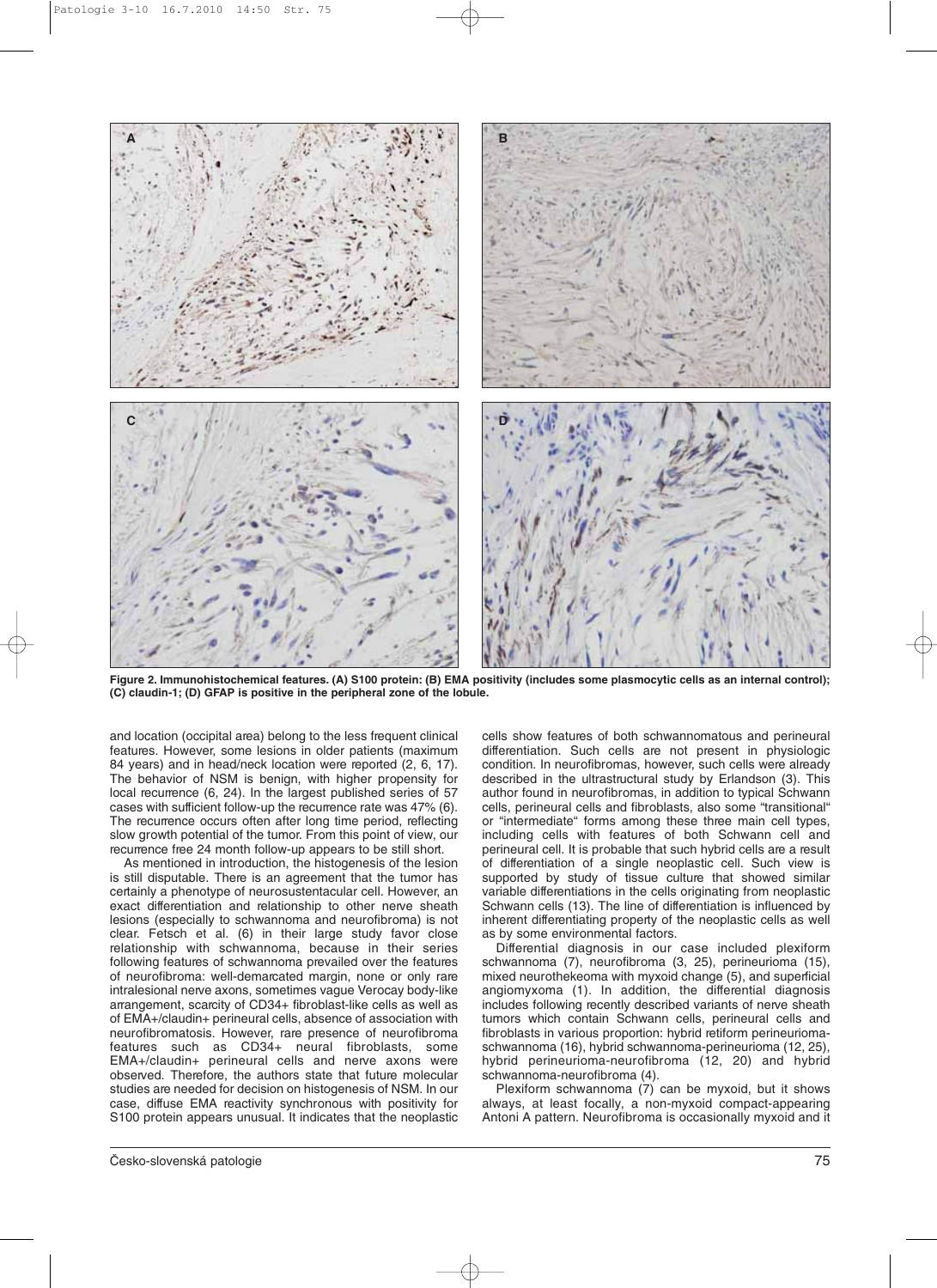**Figure 2. Immunohistochemical features. (A) S100 protein: (B) EMA positivity (includes some plasmocytic cells as an internal control); (C) claudin-1; (D) GFAP is positive in the peripheral zone of the lobule.**

and location (occipital area) belong to the less frequent clinical features. However, some lesions in older patients (maximum 84 years) and in head/neck location were reported (2, 6, 17). The behavior of NSM is benign, with higher propensity for local recurrence (6, 24). In the largest published series of 57 cases with sufficient follow-up the recurrence rate was 47% (6). The recurrence occurs often after long time period, reflecting slow growth potential of the tumor. From this point of view, our recurrence free 24 month follow-up appears to be still short.

As mentioned in introduction, the histogenesis of the lesion is still disputable. There is an agreement that the tumor has certainly a phenotype of neurosustentacular cell. However, an exact differentiation and relationship to other nerve sheath lesions (especially to schwannoma and neurofibroma) is not clear. Fetsch et al. (6) in their large study favor close relationship with schwannoma, because in their series following features of schwannoma prevailed over the features of neurofibroma: well-demarcated margin, none or only rare intralesional nerve axons, sometimes vague Verocay body-like arrangement, scarcity of CD34+ fibroblast-like cells as well as of EMA+/claudin+ perineural cells, absence of association with neurofibromatosis. However, rare presence of neurofibroma features such as CD34+ neural fibroblasts, some EMA+/claudin+ perineural cells and nerve axons were observed. Therefore, the authors state that future molecular studies are needed for decision on histogenesis of NSM. In our case, diffuse EMA reactivity synchronous with positivity for S100 protein appears unusual. It indicates that the neoplastic cells show features of both schwannomatous and perineural differentiation. Such cells are not present in physiologic condition. In neurofibromas, however, such cells were already described in the ultrastructural study by Erlandson (3). This author found in neurofibromas, in addition to typical Schwann cells, perineural cells and fibroblasts, also some "transitional" or "intermediate" forms among these three main cell types, including cells with features of both Schwann cell and perineural cell. It is probable that such hybrid cells are a result of differentiation of a single neoplastic cell. Such view is supported by study of tissue culture that showed similar variable differentiations in the cells originating from neoplastic Schwann cells (13). The line of differentiation is influenced by inherent differentiating property of the neoplastic cells as well as by some environmental factors.

Differential diagnosis in our case included plexiform schwannoma (7), neurofibroma (3, 25), perineurioma (15), mixed neurothekeoma with myxoid change (5), and superficial angiomyxoma (1). In addition, the differential diagnosis includes following recently described variants of nerve sheath tumors which contain Schwann cells, perineural cells and fibroblasts in various proportion: hybrid retiform perineurioma-schwannoma (16), hybrid schwannoma-perineurioma (12, 25), hybrid perineurioma-neurofibroma (12, 20) and hybrid schwannoma-neurofibroma (4).

Plexiform schwannoma (7) can be myxoid, but it shows always, at least focally, a non-myxoid compact-appearing Antoni A pattern. Neurofibroma is occasionally myxoid and it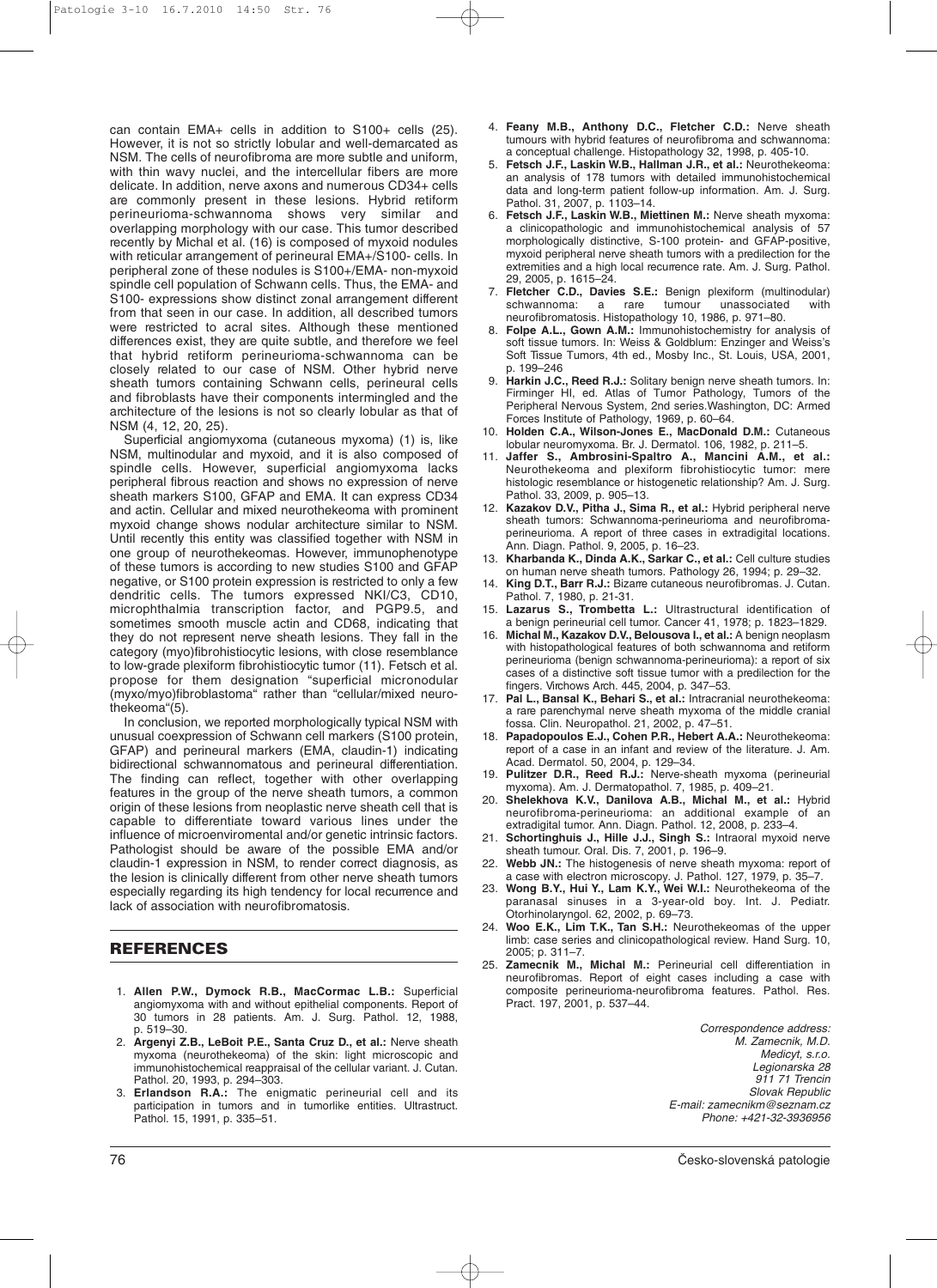can contain EMA+ cells in addition to S100+ cells (25). However, it is not so strictly lobular and well-demarcated as NSM. The cells of neurofibroma are more subtle and uniform, with thin wavy nuclei, and the intercellular fibers are more delicate. In addition, nerve axons and numerous CD34+ cells are commonly present in these lesions. Hybrid retiform perineurioma-schwannoma shows very similar and overlapping morphology with our case. This tumor described recently by Michal et al. (16) is composed of myxoid nodules with reticular arrangement of perineural EMA+/S100- cells. In peripheral zone of these nodules is S100+/EMA- non-myxoid spindle cell population of Schwann cells. Thus, the EMA- and S100- expressions show distinct zonal arrangement different from that seen in our case. In addition, all described tumors were restricted to acral sites. Although these mentioned differences exist, they are quite subtle, and therefore we feel that hybrid retiform perineurioma-schwannoma can be closely related to our case of NSM. Other hybrid nerve sheath tumors containing Schwann cells, perineural cells and fibroblasts have their components intermingled and the architecture of the lesions is not so clearly lobular as that of NSM (4, 12, 20, 25).

Superficial angiomyxoma (cutaneous myxoma) (1) is, like NSM, multinodular and myxoid, and it is also composed of spindle cells. However, superficial angiomyxoma lacks peripheral fibrous reaction and shows no expression of nerve sheath markers S100, GFAP and EMA. It can express CD34 and actin. Cellular and mixed neurothekeoma with prominent myxoid change shows nodular architecture similar to NSM. Until recently this entity was classified together with NSM in one group of neurothekeomas. However, immunophenotype of these tumors is according to new studies S100 and GFAP negative, or S100 protein expression is restricted to only a few dendritic cells. The tumors expressed NKI/C3, CD10, microphthalmia transcription factor, and PGP9.5, and sometimes smooth muscle actin and CD68, indicating that they do not represent nerve sheath lesions. They fall in the category (myo)fibrohistiocytic lesions, with close resemblance to low-grade plexiform fibrohistiocytic tumor (11). Fetsch et al. propose for them designation "superficial micronodular (myxo/myo)fibroblastoma" rather than "cellular/mixed neurothekeoma"(5).

In conclusion, we reported morphologically typical NSM with unusual coexpression of Schwann cell markers (S100 protein, GFAP) and perineural markers (EMA, claudin-1) indicating bidirectional schwannomatous and perineural differentiation. The finding can reflect, together with other overlapping features in the group of the nerve sheath tumors, a common origin of these lesions from neoplastic nerve sheath cell that is capable to differentiate toward various lines under the influence of microenviromental and/or genetic intrinsic factors. Pathologist should be aware of the possible EMA and/or claudin-1 expression in NSM, to render correct diagnosis, as the lesion is clinically different from other nerve sheath tumors especially regarding its high tendency for local recurrence and lack of association with neurofibromatosis.

## REFERENCES

1. **Allen P.W., Dymock R.B., MacCormac L.B.:** Superficial angiomyxoma with and without epithelial components. Report of 30 tumors in 28 patients. Am. J. Surg. Pathol. 12, 1988, p. 519–30.
2. **Argenyi Z.B., LeBoit P.E., Santa Cruz D., et al.:** Nerve sheath myxoma (neurothekeoma) of the skin: light microscopic and immunohistochemical reappraisal of the cellular variant. J. Cutan. Pathol. 20, 1993, p. 294–303.
3. **Erlandson R.A.:** The enigmatic perineurial cell and its participation in tumors and in tumorlike entities. Ultrastruct. Pathol. 15, 1991, p. 335–51.
4. **Feany M.B., Anthony D.C., Fletcher C.D.:** Nerve sheath tumours with hybrid features of neurofibroma and schwannoma: a conceptual challenge. Histopathology 32, 1998, p. 405-10.
5. **Fetsch J.F., Laskin W.B., Hallman J.R., et al.:** Neurothekeoma: an analysis of 178 tumors with detailed immunohistochemical data and long-term patient follow-up information. Am. J. Surg. Pathol. 31, 2007, p. 1103–14.
6. **Fetsch J.F., Laskin W.B., Miettinen M.:** Nerve sheath myxoma: a clinicopathologic and immunohistochemical analysis of 57 morphologically distinctive, S-100 protein- and GFAP-positive, myxoid peripheral nerve sheath tumors with a predilection for the extremities and a high local recurrence rate. Am. J. Surg. Pathol. 29, 2005, p. 1615–24.
7. **Fletcher C.D., Davies S.E.:** Benign plexiform (multinodular) schwannoma: a rare tumour unassociated with neurofibromatosis. Histopathology 10, 1986, p. 971–80.
8. **Folpe A.L., Gown A.M.:** Immunohistochemistry for analysis of soft tissue tumors. In: Weiss & Goldblum: Enzinger and Weiss's Soft Tissue Tumors, 4th ed., Mosby Inc., St. Louis, USA, 2001, p. 199–246
9. **Harkin J.C., Reed R.J.:** Solitary benign nerve sheath tumors. In: Firminger HI, ed. Atlas of Tumor Pathology, Tumors of the Peripheral Nervous System, 2nd series.Washington, DC: Armed Forces Institute of Pathology, 1969, p. 60–64.
10. **Holden C.A., Wilson-Jones E., MacDonald D.M.:** Cutaneous lobular neuromyxoma. Br. J. Dermatol. 106, 1982, p. 211–5.
11. **Jaffer S., Ambrosini-Spaltro A., Mancini A.M., et al.:** Neurothekeoma and plexiform fibrohistiocytic tumor: mere histologic resemblance or histogenetic relationship? Am. J. Surg. Pathol. 33, 2009, p. 905–13.
12. **Kazakov D.V., Pitha J., Sima R., et al.:** Hybrid peripheral nerve sheath tumors: Schwannoma-perineurioma and neurofibroma-perineurioma. A report of three cases in extradigital locations. Ann. Diagn. Pathol. 9, 2005, p. 16–23.
13. **Kharbanda K., Dinda A.K., Sarkar C., et al.:** Cell culture studies on human nerve sheath tumors. Pathology 26, 1994; p. 29–32.
14. **King D.T., Barr R.J.:** Bizarre cutaneous neurofibromas. J. Cutan. Pathol. 7, 1980, p. 21-31.
15. **Lazarus S., Trombetta L.:** Ultrastructural identification of a benign perineurial cell tumor. Cancer 41, 1978; p. 1823–1829.
16. **Michal M., Kazakov D.V., Belousova I., et al.:** A benign neoplasm with histopathological features of both schwannoma and retiform perineurioma (benign schwannoma-perineurioma): a report of six cases of a distinctive soft tissue tumor with a predilection for the fingers. Virchows Arch. 445, 2004, p. 347–53.
17. **Pal L., Bansal K., Behari S., et al.:** Intracranial neurothekeoma: a rare parenchymal nerve sheath myxoma of the middle cranial fossa. Clin. Neuropathol. 21, 2002, p. 47–51.
18. **Papadopoulos E.J., Cohen P.R., Hebert A.A.:** Neurothekeoma: report of a case in an infant and review of the literature. J. Am. Acad. Dermatol. 50, 2004, p. 129–34.
19. **Pulitzer D.R., Reed R.J.:** Nerve-sheath myxoma (perineurial myxoma). Am. J. Dermatopathol. 7, 1985, p. 409–21.
20. **Shelekhova K.V., Danilova A.B., Michal M., et al.:** Hybrid neurofibroma-perineurioma: an additional example of an extradigital tumor. Ann. Diagn. Pathol. 12, 2008, p. 233–4.
21. **Schortinghuis J., Hille J.J., Singh S.:** Intraoral myxoid nerve sheath tumour. Oral. Dis. 7, 2001, p. 196–9.
22. **Webb JN.:** The histogenesis of nerve sheath myxoma: report of a case with electron microscopy. J. Pathol. 127, 1979, p. 35–7.
23. **Wong B.Y., Hui Y., Lam K.Y., Wei W.I.:** Neurothekeoma of the paranasal sinuses in a 3-year-old boy. Int. J. Pediatr. Otorhinolaryngol. 62, 2002, p. 69–73.
24. **Woo E.K., Lim T.K., Tan S.H.:** Neurothekeomas of the upper limb: case series and clinicopathological review. Hand Surg. 10, 2005; p. 311–7.
25. **Zamecnik M., Michal M.:** Perineurial cell differentiation in neurofibromas. Report of eight cases including a case with composite perineurioma-neurofibroma features. Pathol. Res. Pract. 197, 2001, p. 537–44.

*Correspondence address:*
*M. Zamecnik, M.D.*
*Medicyt, s.r.o.*
*Legionarska 28*
*911 71 Trencin*
*Slovak Republic*
*E-mail: zamecnikm@seznam.cz*
*Phone: +421-32-3936956*